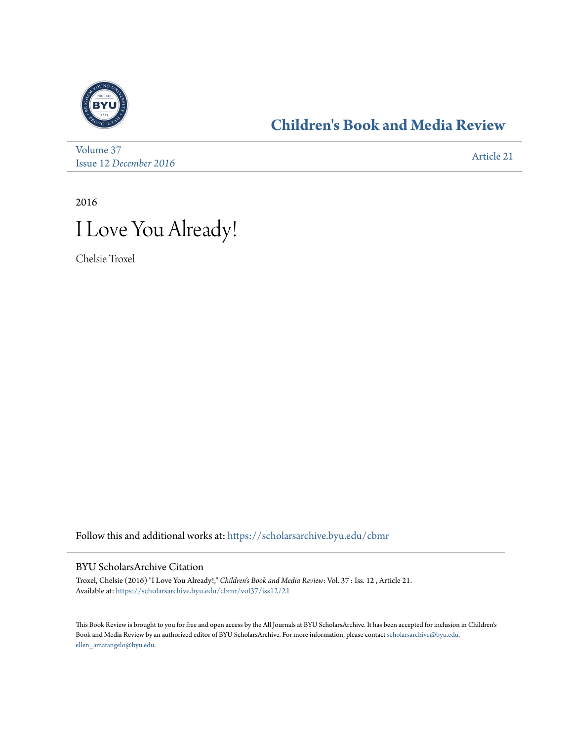# Children's Book and Media Review

Volume 37
Issue 12 *December 2016*

Article 21

2016

# I Love You Already!

Chelsie Troxel

Follow this and additional works at: https://scholarsarchive.byu.edu/cbmr

## BYU ScholarsArchive Citation

Troxel, Chelsie (2016) "I Love You Already!," *Children's Book and Media Review*: Vol. 37 : Iss. 12 , Article 21.
Available at: https://scholarsarchive.byu.edu/cbmr/vol37/iss12/21

This Book Review is brought to you for free and open access by the All Journals at BYU ScholarsArchive. It has been accepted for inclusion in Children's Book and Media Review by an authorized editor of BYU ScholarsArchive. For more information, please contact scholarsarchive@byu.edu, ellen_amatangelo@byu.edu.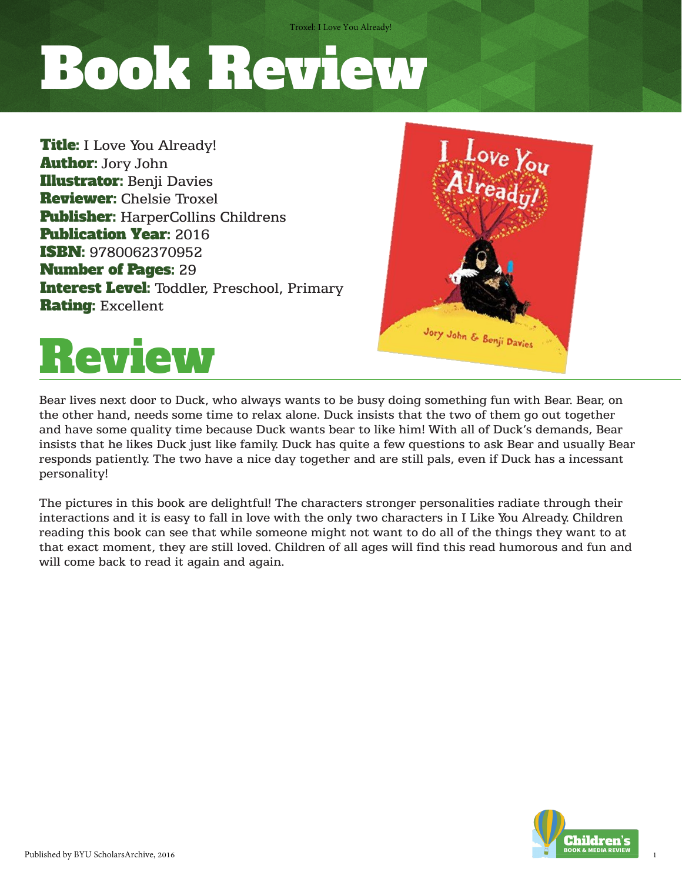# Book Review

**Title:** I Love You Already!
**Author:** Jory John
**Illustrator:** Benji Davies
**Reviewer:** Chelsie Troxel
**Publisher:** HarperCollins Childrens
**Publication Year:** 2016
**ISBN:** 9780062370952
**Number of Pages:** 29
**Interest Level:** Toddler, Preschool, Primary
**Rating:** Excellent

# Review

Bear lives next door to Duck, who always wants to be busy doing something fun with Bear. Bear, on the other hand, needs some time to relax alone. Duck insists that the two of them go out together and have some quality time because Duck wants bear to like him! With all of Duck's demands, Bear insists that he likes Duck just like family. Duck has quite a few questions to ask Bear and usually Bear responds patiently. The two have a nice day together and are still pals, even if Duck has a incessant personality!

The pictures in this book are delightful! The characters stronger personalities radiate through their interactions and it is easy to fall in love with the only two characters in I Like You Already. Children reading this book can see that while someone might not want to do all of the things they want to at that exact moment, they are still loved. Children of all ages will find this read humorous and fun and will come back to read it again and again.